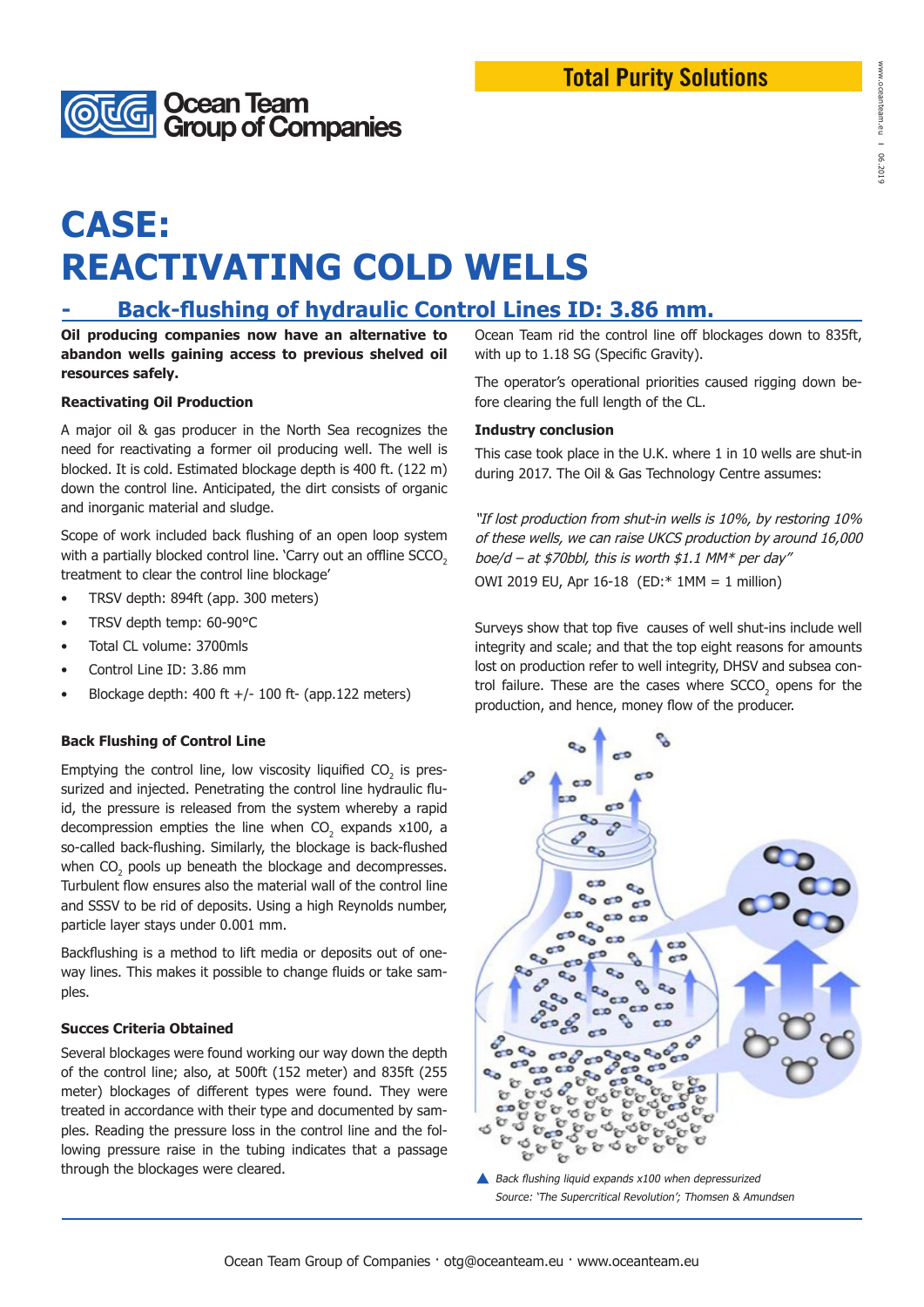Total Purity Solutions

Ocean Team Group of Companies

# CASE: REACTIVATING COLD WELLS

## - Back-flushing of hydraulic Control Lines ID: 3.86 mm.

**Oil producing companies now have an alternative to abandon wells gaining access to previous shelved oil resources safely.**

### Reactivating Oil Production

A major oil & gas producer in the North Sea recognizes the need for reactivating a former oil producing well. The well is blocked. It is cold. Estimated blockage depth is 400 ft. (122 m) down the control line. Anticipated, the dirt consists of organic and inorganic material and sludge.

Scope of work included back flushing of an open loop system with a partially blocked control line. 'Carry out an offline $SCCO_2$ treatment to clear the control line blockage'

- TRSV depth: 894ft (app. 300 meters)
- TRSV depth temp: 60-90°C
- Total CL volume: 3700mls
- Control Line ID: 3.86 mm
- Blockage depth: 400 ft +/- 100 ft- (app.122 meters)

### Back Flushing of Control Line

Emptying the control line, low viscosity liquified $CO_2$ is pressurized and injected. Penetrating the control line hydraulic fluid, the pressure is released from the system whereby a rapid decompression empties the line when $CO_2$ expands x100, a so-called back-flushing. Similarly, the blockage is back-flushed when $CO_2$ pools up beneath the blockage and decompresses. Turbulent flow ensures also the material wall of the control line and SSSV to be rid of deposits. Using a high Reynolds number, particle layer stays under 0.001 mm.

Backflushing is a method to lift media or deposits out of one-way lines. This makes it possible to change fluids or take samples.

### Succes Criteria Obtained

Several blockages were found working our way down the depth of the control line; also, at 500ft (152 meter) and 835ft (255 meter) blockages of different types were found. They were treated in accordance with their type and documented by samples. Reading the pressure loss in the control line and the following pressure raise in the tubing indicates that a passage through the blockages were cleared.

Ocean Team rid the control line off blockages down to 835ft, with up to 1.18 SG (Specific Gravity).

The operator's operational priorities caused rigging down before clearing the full length of the CL.

### Industry conclusion

This case took place in the U.K. where 1 in 10 wells are shut-in during 2017. The Oil & Gas Technology Centre assumes:

*"If lost production from shut-in wells is 10%, by restoring 10% of these wells, we can raise UKCS production by around 16,000 boe/d – at $70bbl, this is worth $1.1 MM* per day"*

OWI 2019 EU, Apr 16-18 (ED:* 1MM = 1 million)

Surveys show that top five causes of well shut-ins include well integrity and scale; and that the top eight reasons for amounts lost on production refer to well integrity, DHSV and subsea control failure. These are the cases where $SCCO_2$ opens for the production, and hence, money flow of the producer.

Back flushing liquid expands x100 when depressurized
Source: 'The Supercritical Revolution'; Thomsen & Amundsen

Ocean Team Group of Companies · otg@oceanteam.eu · www.oceanteam.eu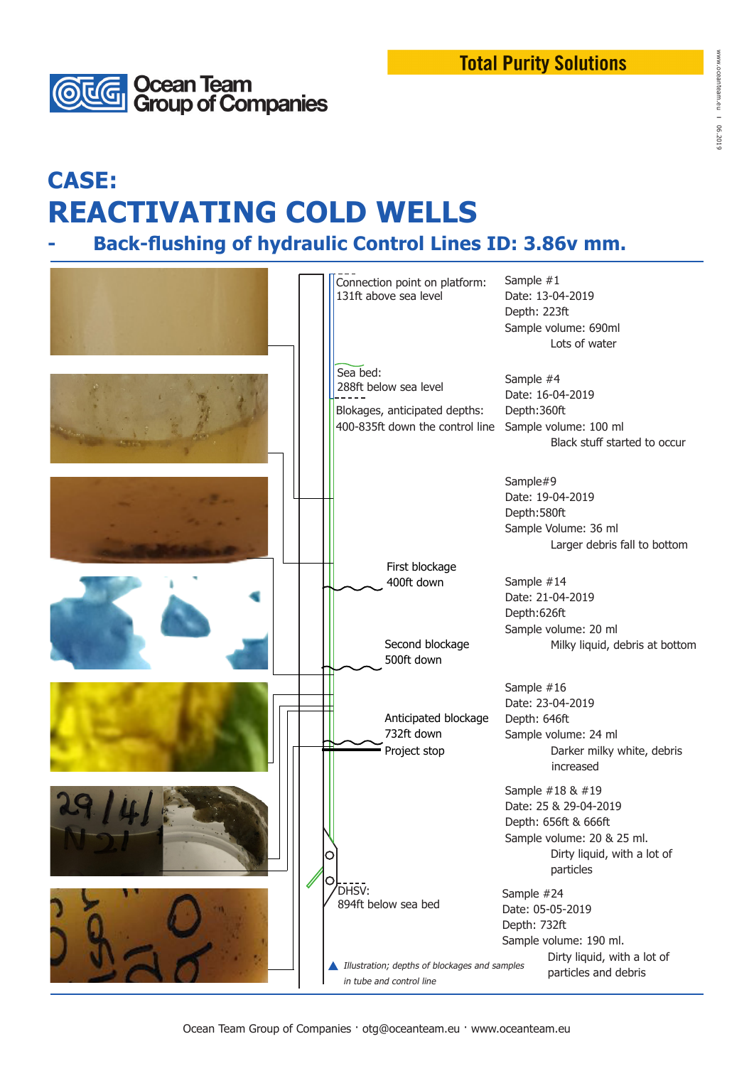Total Purity Solutions

Ocean Team Group of Companies

# CASE:
# REACTIVATING COLD WELLS

## - Back-flushing of hydraulic Control Lines ID: 3.86v mm.

Connection point on platform: 131ft above sea level

Sea bed: 288ft below sea level

Blokages, anticipated depths: 400-835ft down the control line

First blockage 400ft down

Second blockage 500ft down

Anticipated blockage 732ft down

Project stop

DHSV: 894ft below sea bed

*Illustration; depths of blockages and samples in tube and control line*

Sample #1
Date: 13-04-2019
Depth: 223ft
Sample volume: 690ml
Lots of water

Sample #4
Date: 16-04-2019
Depth:360ft
Sample volume: 100 ml
Black stuff started to occur

Sample#9
Date: 19-04-2019
Depth:580ft
Sample Volume: 36 ml
Larger debris fall to bottom

Sample #14
Date: 21-04-2019
Depth:626ft
Sample volume: 20 ml
Milky liquid, debris at bottom

Sample #16
Date: 23-04-2019
Depth: 646ft
Sample volume: 24 ml
Darker milky white, debris increased

Sample #18 & #19
Date: 25 & 29-04-2019
Depth: 656ft & 666ft
Sample volume: 20 & 25 ml.
Dirty liquid, with a lot of particles

Sample #24
Date: 05-05-2019
Depth: 732ft
Sample volume: 190 ml.
Dirty liquid, with a lot of particles and debris

Ocean Team Group of Companies · otg@oceanteam.eu · www.oceanteam.eu